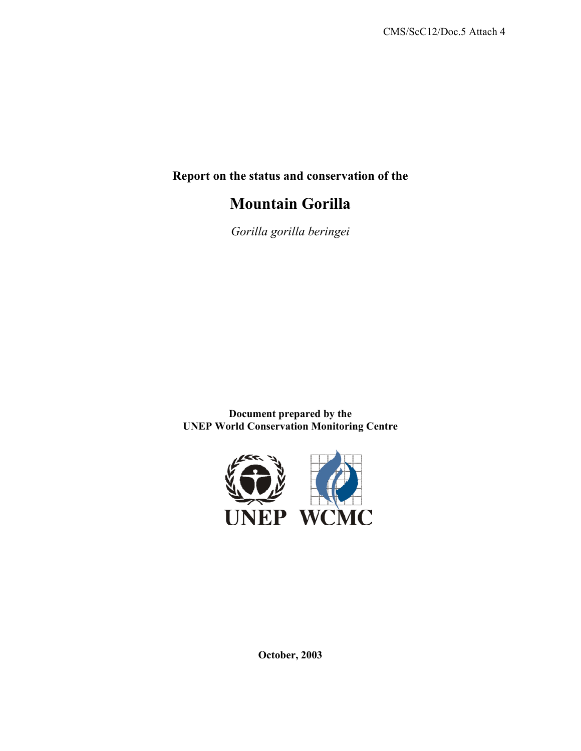CMS/ScC12/Doc.5 Attach 4

**Report on the status and conservation of the**

# Mountain Gorilla

*Gorilla gorilla beringei*

**Document prepared by the**
**UNEP World Conservation Monitoring Centre**

UNEP WCMC

**October, 2003**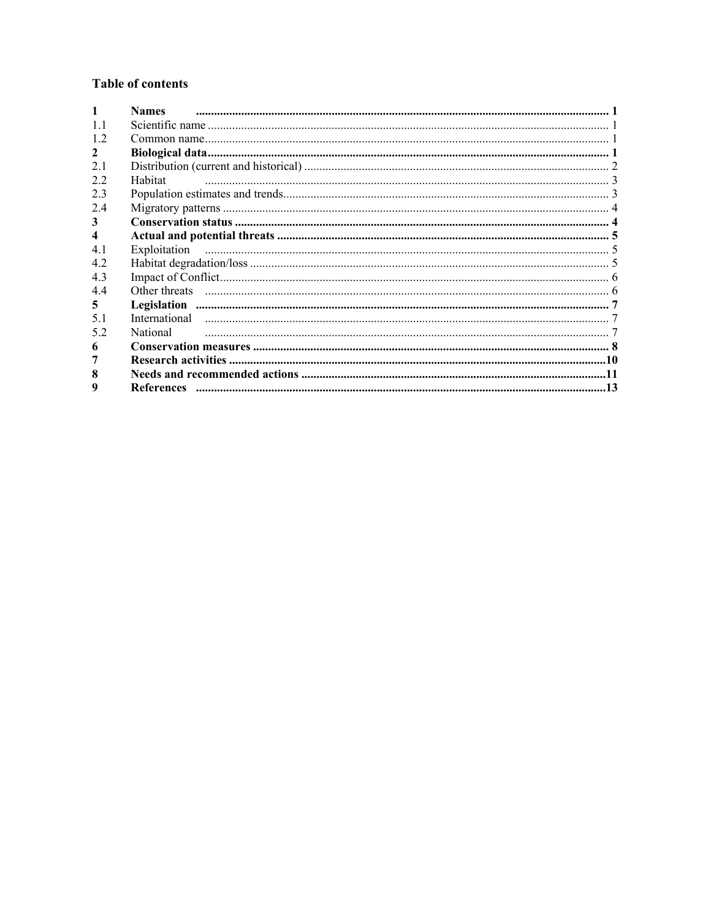## Table of contents

| | | |
|---|---|---|
| **1** | **Names** | **1** |
| 1.1 | Scientific name | 1 |
| 1.2 | Common name | 1 |
| **2** | **Biological data** | **1** |
| 2.1 | Distribution (current and historical) | 2 |
| 2.2 | Habitat | 3 |
| 2.3 | Population estimates and trends | 3 |
| 2.4 | Migratory patterns | 4 |
| **3** | **Conservation status** | **4** |
| **4** | **Actual and potential threats** | **5** |
| 4.1 | Exploitation | 5 |
| 4.2 | Habitat degradation/loss | 5 |
| 4.3 | Impact of Conflict | 6 |
| 4.4 | Other threats | 6 |
| **5** | **Legislation** | **7** |
| 5.1 | International | 7 |
| 5.2 | National | 7 |
| **6** | **Conservation measures** | **8** |
| **7** | **Research activities** | **10** |
| **8** | **Needs and recommended actions** | **11** |
| **9** | **References** | **13** |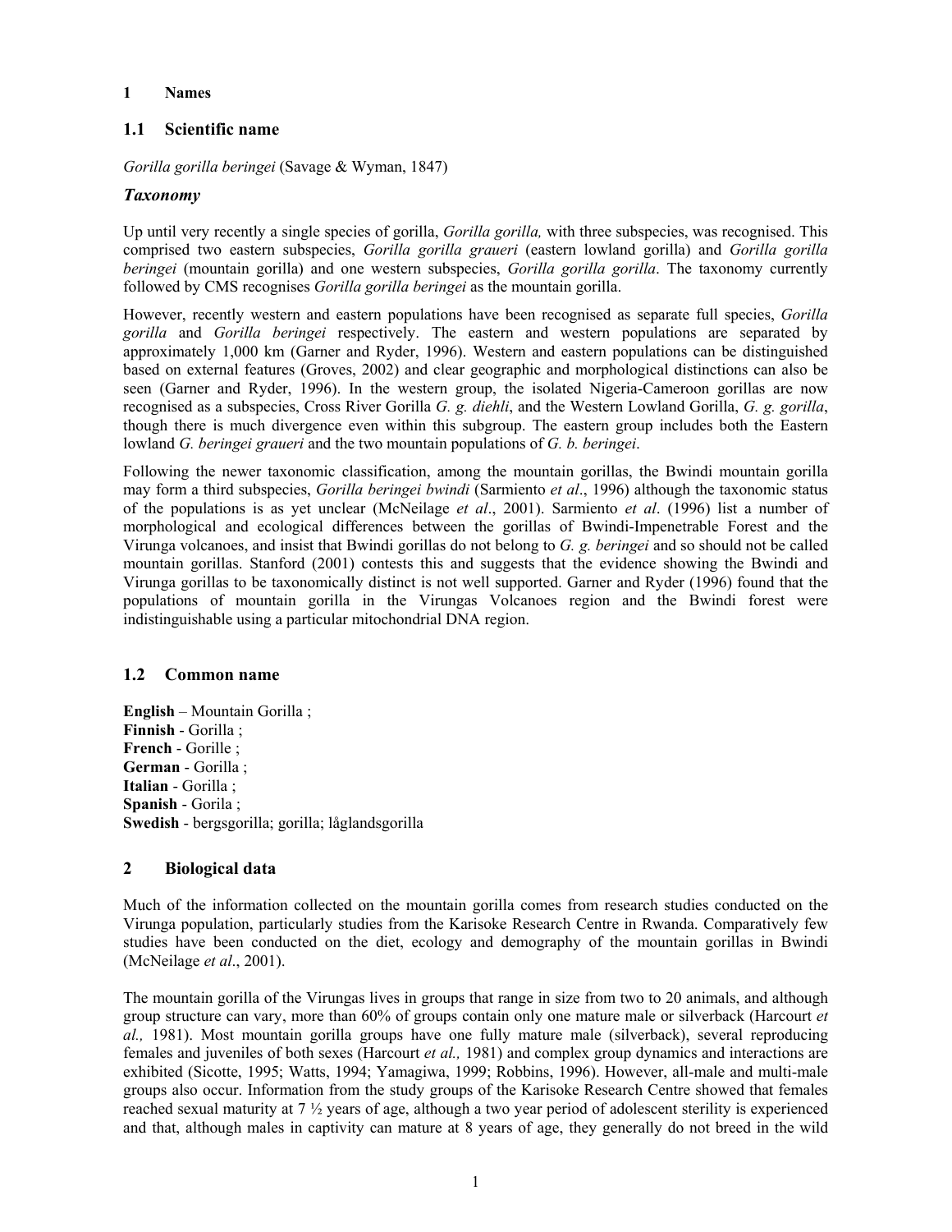# 1 Names

## 1.1 Scientific name

*Gorilla gorilla beringei* (Savage & Wyman, 1847)

### *Taxonomy*

Up until very recently a single species of gorilla, *Gorilla gorilla,* with three subspecies, was recognised. This comprised two eastern subspecies, *Gorilla gorilla graueri* (eastern lowland gorilla) and *Gorilla gorilla beringei* (mountain gorilla) and one western subspecies, *Gorilla gorilla gorilla*. The taxonomy currently followed by CMS recognises *Gorilla gorilla beringei* as the mountain gorilla.

However, recently western and eastern populations have been recognised as separate full species, *Gorilla gorilla* and *Gorilla beringei* respectively. The eastern and western populations are separated by approximately 1,000 km (Garner and Ryder, 1996). Western and eastern populations can be distinguished based on external features (Groves, 2002) and clear geographic and morphological distinctions can also be seen (Garner and Ryder, 1996). In the western group, the isolated Nigeria-Cameroon gorillas are now recognised as a subspecies, Cross River Gorilla *G. g. diehli*, and the Western Lowland Gorilla, *G. g. gorilla*, though there is much divergence even within this subgroup. The eastern group includes both the Eastern lowland *G. beringei graueri* and the two mountain populations of *G. b. beringei*.

Following the newer taxonomic classification, among the mountain gorillas, the Bwindi mountain gorilla may form a third subspecies, *Gorilla beringei bwindi* (Sarmiento *et al*., 1996) although the taxonomic status of the populations is as yet unclear (McNeilage *et al*., 2001). Sarmiento *et al*. (1996) list a number of morphological and ecological differences between the gorillas of Bwindi-Impenetrable Forest and the Virunga volcanoes, and insist that Bwindi gorillas do not belong to *G. g. beringei* and so should not be called mountain gorillas. Stanford (2001) contests this and suggests that the evidence showing the Bwindi and Virunga gorillas to be taxonomically distinct is not well supported. Garner and Ryder (1996) found that the populations of mountain gorilla in the Virungas Volcanoes region and the Bwindi forest were indistinguishable using a particular mitochondrial DNA region.

## 1.2 Common name

**English** – Mountain Gorilla ;  
**Finnish** - Gorilla ;  
**French** - Gorille ;  
**German** - Gorilla ;  
**Italian** - Gorilla ;  
**Spanish** - Gorila ;  
**Swedish** - bergsgorilla; gorilla; låglandsgorilla

# 2 Biological data

Much of the information collected on the mountain gorilla comes from research studies conducted on the Virunga population, particularly studies from the Karisoke Research Centre in Rwanda. Comparatively few studies have been conducted on the diet, ecology and demography of the mountain gorillas in Bwindi (McNeilage *et al*., 2001).

The mountain gorilla of the Virungas lives in groups that range in size from two to 20 animals, and although group structure can vary, more than 60% of groups contain only one mature male or silverback (Harcourt *et al.,* 1981). Most mountain gorilla groups have one fully mature male (silverback), several reproducing females and juveniles of both sexes (Harcourt *et al.,* 1981) and complex group dynamics and interactions are exhibited (Sicotte, 1995; Watts, 1994; Yamagiwa, 1999; Robbins, 1996). However, all-male and multi-male groups also occur. Information from the study groups of the Karisoke Research Centre showed that females reached sexual maturity at 7 ½ years of age, although a two year period of adolescent sterility is experienced and that, although males in captivity can mature at 8 years of age, they generally do not breed in the wild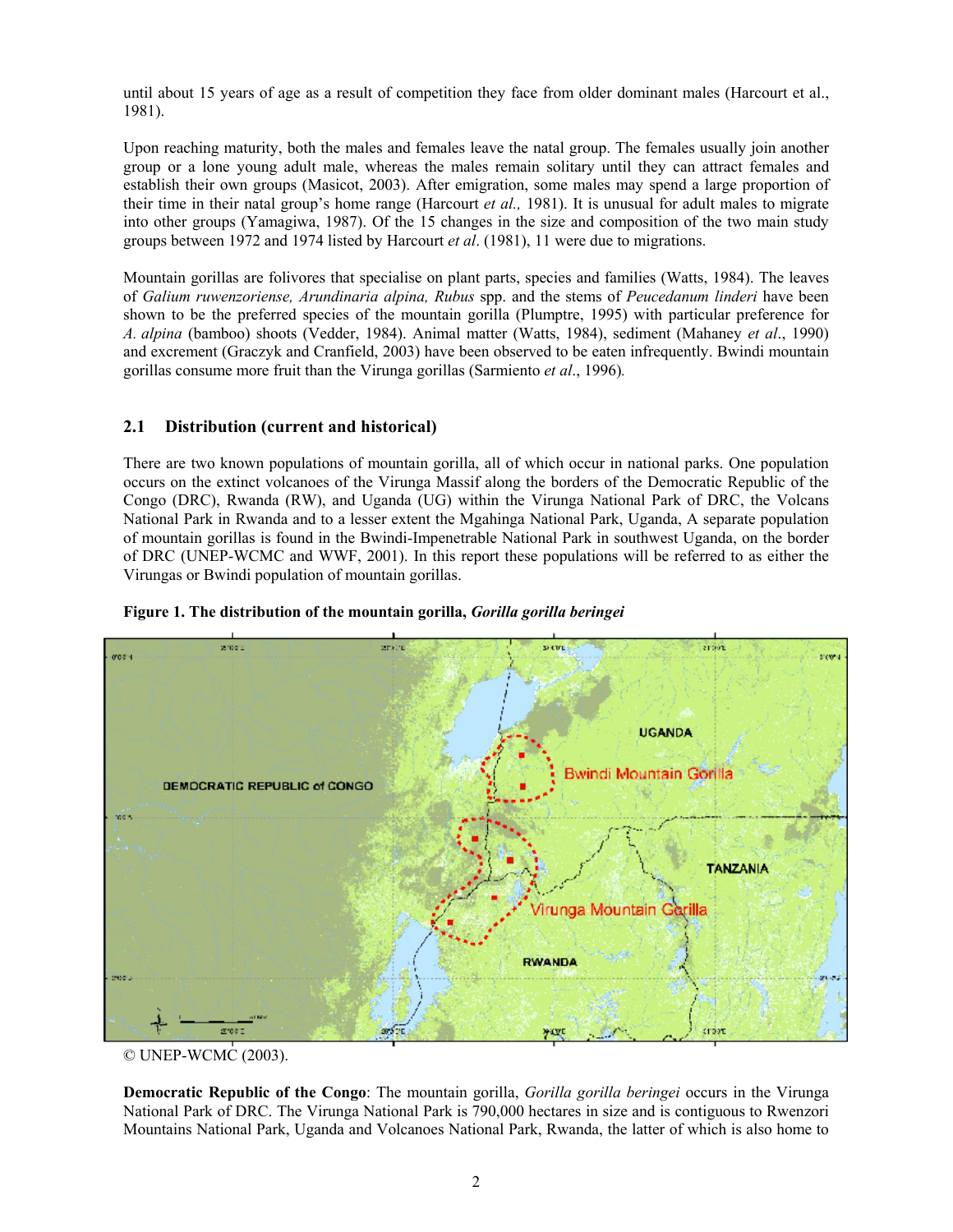until about 15 years of age as a result of competition they face from older dominant males (Harcourt et al., 1981).

Upon reaching maturity, both the males and females leave the natal group. The females usually join another group or a lone young adult male, whereas the males remain solitary until they can attract females and establish their own groups (Masicot, 2003). After emigration, some males may spend a large proportion of their time in their natal group's home range (Harcourt *et al.,* 1981). It is unusual for adult males to migrate into other groups (Yamagiwa, 1987). Of the 15 changes in the size and composition of the two main study groups between 1972 and 1974 listed by Harcourt *et al*. (1981), 11 were due to migrations.

Mountain gorillas are folivores that specialise on plant parts, species and families (Watts, 1984). The leaves of *Galium ruwenzoriense, Arundinaria alpina, Rubus* spp. and the stems of *Peucedanum linderi* have been shown to be the preferred species of the mountain gorilla (Plumptre, 1995) with particular preference for *A. alpina* (bamboo) shoots (Vedder, 1984). Animal matter (Watts, 1984), sediment (Mahaney *et al*., 1990) and excrement (Graczyk and Cranfield, 2003) have been observed to be eaten infrequently. Bwindi mountain gorillas consume more fruit than the Virunga gorillas (Sarmiento *et al*., 1996).

## 2.1 Distribution (current and historical)

There are two known populations of mountain gorilla, all of which occur in national parks. One population occurs on the extinct volcanoes of the Virunga Massif along the borders of the Democratic Republic of the Congo (DRC), Rwanda (RW), and Uganda (UG) within the Virunga National Park of DRC, the Volcans National Park in Rwanda and to a lesser extent the Mgahinga National Park, Uganda, A separate population of mountain gorillas is found in the Bwindi-Impenetrable National Park in southwest Uganda, on the border of DRC (UNEP-WCMC and WWF, 2001). In this report these populations will be referred to as either the Virungas or Bwindi population of mountain gorillas.

**Figure 1. The distribution of the mountain gorilla, *Gorilla gorilla beringei***

© UNEP-WCMC (2003).

**Democratic Republic of the Congo**: The mountain gorilla, *Gorilla gorilla beringei* occurs in the Virunga National Park of DRC. The Virunga National Park is 790,000 hectares in size and is contiguous to Rwenzori Mountains National Park, Uganda and Volcanoes National Park, Rwanda, the latter of which is also home to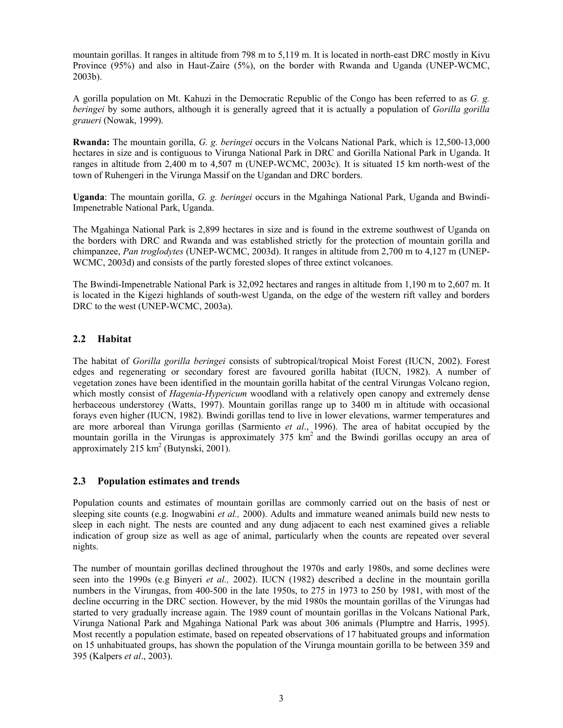mountain gorillas. It ranges in altitude from 798 m to 5,119 m. It is located in north-east DRC mostly in Kivu Province (95%) and also in Haut-Zaire (5%), on the border with Rwanda and Uganda (UNEP-WCMC, 2003b).

A gorilla population on Mt. Kahuzi in the Democratic Republic of the Congo has been referred to as *G. g. beringei* by some authors, although it is generally agreed that it is actually a population of *Gorilla gorilla graueri* (Nowak, 1999).

**Rwanda:** The mountain gorilla, *G. g. beringei* occurs in the Volcans National Park, which is 12,500-13,000 hectares in size and is contiguous to Virunga National Park in DRC and Gorilla National Park in Uganda. It ranges in altitude from 2,400 m to 4,507 m (UNEP-WCMC, 2003c). It is situated 15 km north-west of the town of Ruhengeri in the Virunga Massif on the Ugandan and DRC borders.

**Uganda**: The mountain gorilla, *G. g. beringei* occurs in the Mgahinga National Park, Uganda and Bwindi-Impenetrable National Park, Uganda.

The Mgahinga National Park is 2,899 hectares in size and is found in the extreme southwest of Uganda on the borders with DRC and Rwanda and was established strictly for the protection of mountain gorilla and chimpanzee, *Pan troglodytes* (UNEP-WCMC, 2003d). It ranges in altitude from 2,700 m to 4,127 m (UNEP-WCMC, 2003d) and consists of the partly forested slopes of three extinct volcanoes.

The Bwindi-Impenetrable National Park is 32,092 hectares and ranges in altitude from 1,190 m to 2,607 m. It is located in the Kigezi highlands of south-west Uganda, on the edge of the western rift valley and borders DRC to the west (UNEP-WCMC, 2003a).

## 2.2 Habitat

The habitat of *Gorilla gorilla beringei* consists of subtropical/tropical Moist Forest (IUCN, 2002). Forest edges and regenerating or secondary forest are favoured gorilla habitat (IUCN, 1982). A number of vegetation zones have been identified in the mountain gorilla habitat of the central Virungas Volcano region, which mostly consist of *Hagenia-Hypericum* woodland with a relatively open canopy and extremely dense herbaceous understorey (Watts, 1997). Mountain gorillas range up to 3400 m in altitude with occasional forays even higher (IUCN, 1982). Bwindi gorillas tend to live in lower elevations, warmer temperatures and are more arboreal than Virunga gorillas (Sarmiento *et al*., 1996). The area of habitat occupied by the mountain gorilla in the Virungas is approximately 375 $km^2$ and the Bwindi gorillas occupy an area of approximately 215 $km^2$ (Butynski, 2001).

## 2.3 Population estimates and trends

Population counts and estimates of mountain gorillas are commonly carried out on the basis of nest or sleeping site counts (e.g. Inogwabini *et al.,* 2000). Adults and immature weaned animals build new nests to sleep in each night. The nests are counted and any dung adjacent to each nest examined gives a reliable indication of group size as well as age of animal, particularly when the counts are repeated over several nights.

The number of mountain gorillas declined throughout the 1970s and early 1980s, and some declines were seen into the 1990s (e.g Binyeri *et al.,* 2002). IUCN (1982) described a decline in the mountain gorilla numbers in the Virungas, from 400-500 in the late 1950s, to 275 in 1973 to 250 by 1981, with most of the decline occurring in the DRC section. However, by the mid 1980s the mountain gorillas of the Virungas had started to very gradually increase again. The 1989 count of mountain gorillas in the Volcans National Park, Virunga National Park and Mgahinga National Park was about 306 animals (Plumptre and Harris, 1995). Most recently a population estimate, based on repeated observations of 17 habituated groups and information on 15 unhabituated groups, has shown the population of the Virunga mountain gorilla to be between 359 and 395 (Kalpers *et al*., 2003).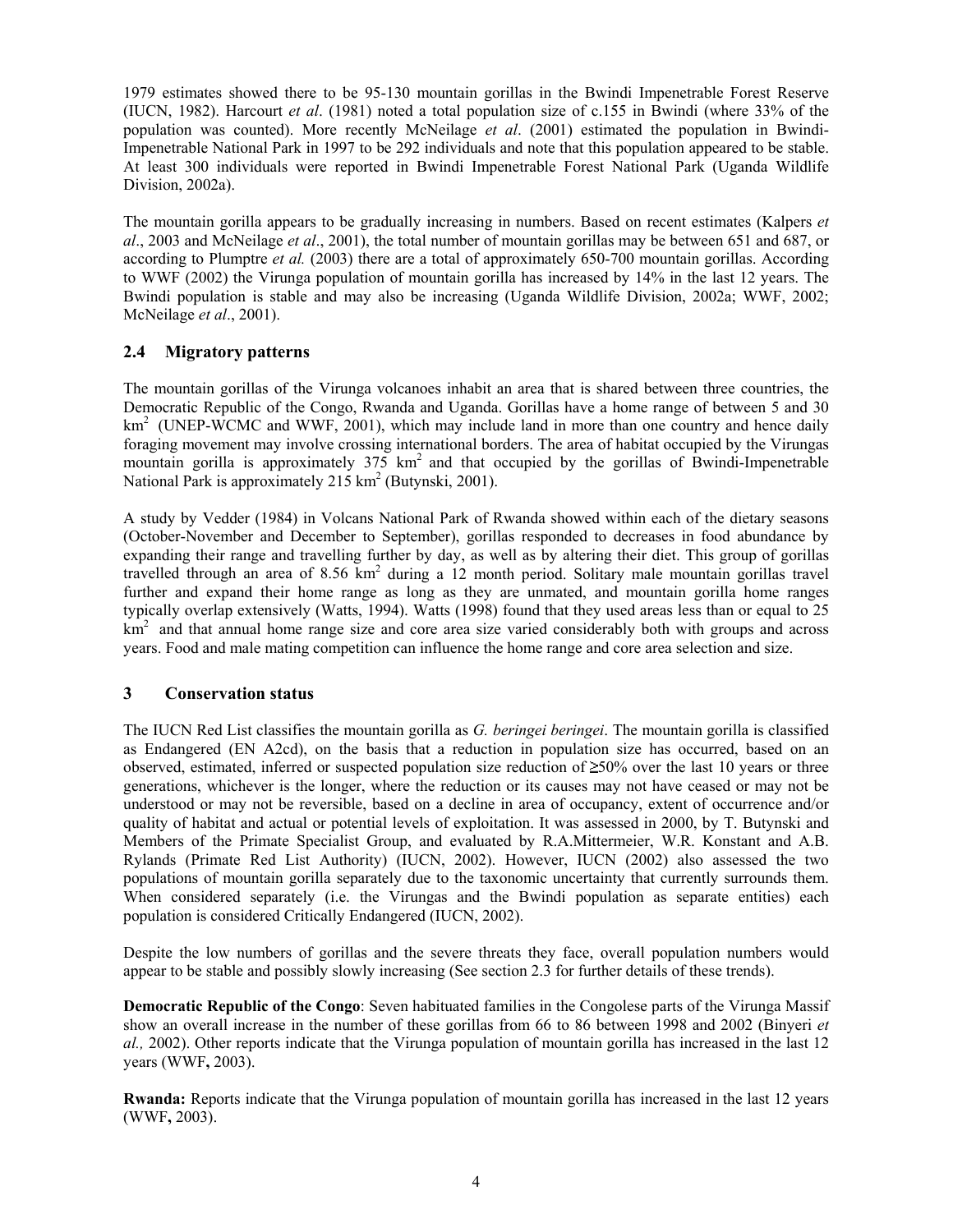1979 estimates showed there to be 95-130 mountain gorillas in the Bwindi Impenetrable Forest Reserve (IUCN, 1982). Harcourt *et al*. (1981) noted a total population size of c.155 in Bwindi (where 33% of the population was counted). More recently McNeilage *et al*. (2001) estimated the population in Bwindi-Impenetrable National Park in 1997 to be 292 individuals and note that this population appeared to be stable. At least 300 individuals were reported in Bwindi Impenetrable Forest National Park (Uganda Wildlife Division, 2002a).

The mountain gorilla appears to be gradually increasing in numbers. Based on recent estimates (Kalpers *et al*., 2003 and McNeilage *et al*., 2001), the total number of mountain gorillas may be between 651 and 687, or according to Plumptre *et al.* (2003) there are a total of approximately 650-700 mountain gorillas. According to WWF (2002) the Virunga population of mountain gorilla has increased by 14% in the last 12 years. The Bwindi population is stable and may also be increasing (Uganda Wildlife Division, 2002a; WWF, 2002; McNeilage *et al*., 2001).

## 2.4 Migratory patterns

The mountain gorillas of the Virunga volcanoes inhabit an area that is shared between three countries, the Democratic Republic of the Congo, Rwanda and Uganda. Gorillas have a home range of between 5 and 30 $km^2$ (UNEP-WCMC and WWF, 2001), which may include land in more than one country and hence daily foraging movement may involve crossing international borders. The area of habitat occupied by the Virungas mountain gorilla is approximately 375 $km^2$ and that occupied by the gorillas of Bwindi-Impenetrable National Park is approximately 215 $km^2$ (Butynski, 2001).

A study by Vedder (1984) in Volcans National Park of Rwanda showed within each of the dietary seasons (October-November and December to September), gorillas responded to decreases in food abundance by expanding their range and travelling further by day, as well as by altering their diet. This group of gorillas travelled through an area of 8.56 $km^2$ during a 12 month period. Solitary male mountain gorillas travel further and expand their home range as long as they are unmated, and mountain gorilla home ranges typically overlap extensively (Watts, 1994). Watts (1998) found that they used areas less than or equal to 25 $km^2$ and that annual home range size and core area size varied considerably both with groups and across years. Food and male mating competition can influence the home range and core area selection and size.

# 3 Conservation status

The IUCN Red List classifies the mountain gorilla as *G. beringei beringei*. The mountain gorilla is classified as Endangered (EN A2cd), on the basis that a reduction in population size has occurred, based on an observed, estimated, inferred or suspected population size reduction of ≥50% over the last 10 years or three generations, whichever is the longer, where the reduction or its causes may not have ceased or may not be understood or may not be reversible, based on a decline in area of occupancy, extent of occurrence and/or quality of habitat and actual or potential levels of exploitation. It was assessed in 2000, by T. Butynski and Members of the Primate Specialist Group, and evaluated by R.A.Mittermeier, W.R. Konstant and A.B. Rylands (Primate Red List Authority) (IUCN, 2002). However, IUCN (2002) also assessed the two populations of mountain gorilla separately due to the taxonomic uncertainty that currently surrounds them. When considered separately (i.e. the Virungas and the Bwindi population as separate entities) each population is considered Critically Endangered (IUCN, 2002).

Despite the low numbers of gorillas and the severe threats they face, overall population numbers would appear to be stable and possibly slowly increasing (See section 2.3 for further details of these trends).

**Democratic Republic of the Congo**: Seven habituated families in the Congolese parts of the Virunga Massif show an overall increase in the number of these gorillas from 66 to 86 between 1998 and 2002 (Binyeri *et al.,* 2002). Other reports indicate that the Virunga population of mountain gorilla has increased in the last 12 years (WWF**,** 2003).

**Rwanda:** Reports indicate that the Virunga population of mountain gorilla has increased in the last 12 years (WWF**,** 2003).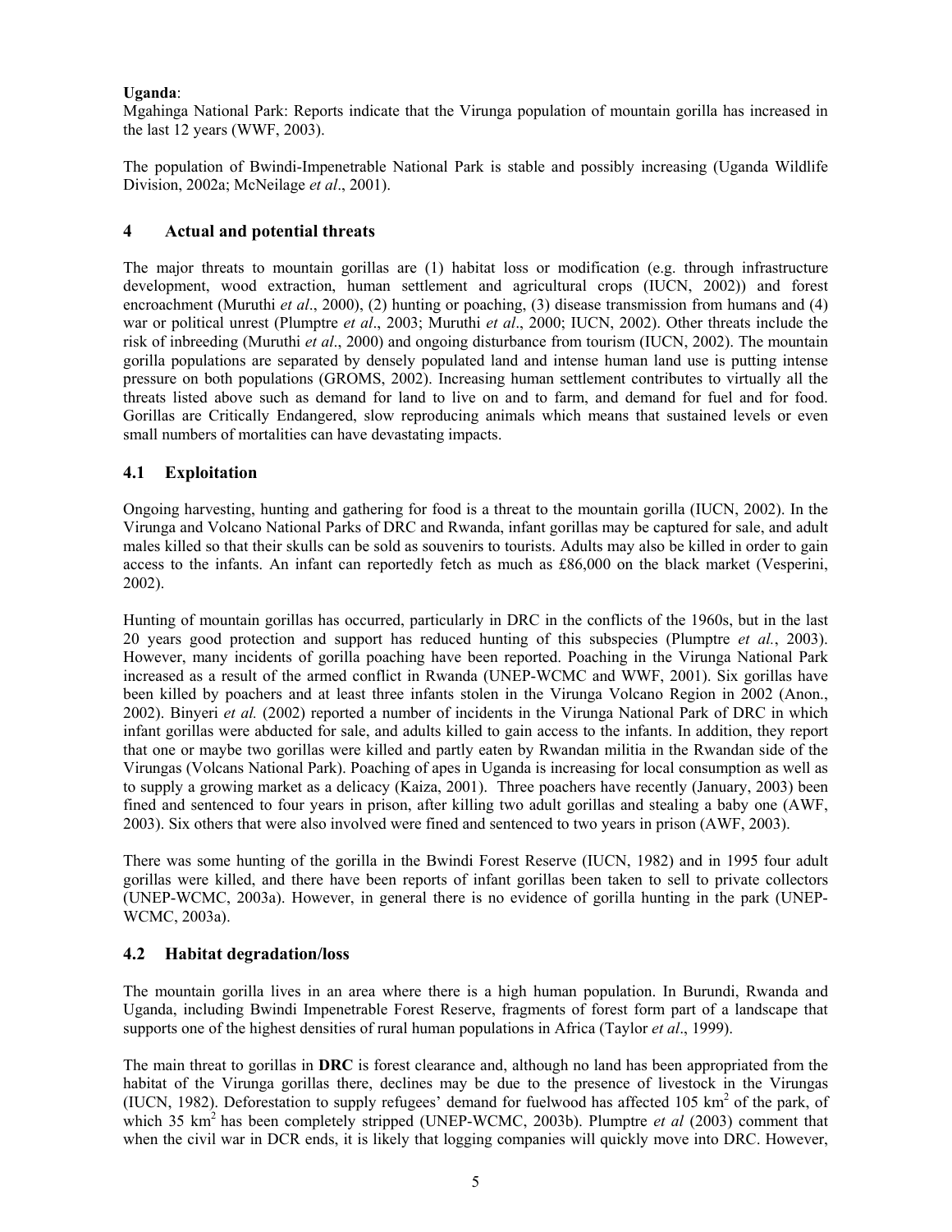**Uganda**:

Mgahinga National Park: Reports indicate that the Virunga population of mountain gorilla has increased in the last 12 years (WWF, 2003).

The population of Bwindi-Impenetrable National Park is stable and possibly increasing (Uganda Wildlife Division, 2002a; McNeilage *et al*., 2001).

## 4 Actual and potential threats

The major threats to mountain gorillas are (1) habitat loss or modification (e.g. through infrastructure development, wood extraction, human settlement and agricultural crops (IUCN, 2002)) and forest encroachment (Muruthi *et al*., 2000), (2) hunting or poaching, (3) disease transmission from humans and (4) war or political unrest (Plumptre *et al*., 2003; Muruthi *et al*., 2000; IUCN, 2002). Other threats include the risk of inbreeding (Muruthi *et al*., 2000) and ongoing disturbance from tourism (IUCN, 2002). The mountain gorilla populations are separated by densely populated land and intense human land use is putting intense pressure on both populations (GROMS, 2002). Increasing human settlement contributes to virtually all the threats listed above such as demand for land to live on and to farm, and demand for fuel and for food. Gorillas are Critically Endangered, slow reproducing animals which means that sustained levels or even small numbers of mortalities can have devastating impacts.

### 4.1 Exploitation

Ongoing harvesting, hunting and gathering for food is a threat to the mountain gorilla (IUCN, 2002). In the Virunga and Volcano National Parks of DRC and Rwanda, infant gorillas may be captured for sale, and adult males killed so that their skulls can be sold as souvenirs to tourists. Adults may also be killed in order to gain access to the infants. An infant can reportedly fetch as much as £86,000 on the black market (Vesperini, 2002).

Hunting of mountain gorillas has occurred, particularly in DRC in the conflicts of the 1960s, but in the last 20 years good protection and support has reduced hunting of this subspecies (Plumptre *et al.*, 2003). However, many incidents of gorilla poaching have been reported. Poaching in the Virunga National Park increased as a result of the armed conflict in Rwanda (UNEP-WCMC and WWF, 2001). Six gorillas have been killed by poachers and at least three infants stolen in the Virunga Volcano Region in 2002 (Anon., 2002). Binyeri *et al.* (2002) reported a number of incidents in the Virunga National Park of DRC in which infant gorillas were abducted for sale, and adults killed to gain access to the infants. In addition, they report that one or maybe two gorillas were killed and partly eaten by Rwandan militia in the Rwandan side of the Virungas (Volcans National Park). Poaching of apes in Uganda is increasing for local consumption as well as to supply a growing market as a delicacy (Kaiza, 2001). Three poachers have recently (January, 2003) been fined and sentenced to four years in prison, after killing two adult gorillas and stealing a baby one (AWF, 2003). Six others that were also involved were fined and sentenced to two years in prison (AWF, 2003).

There was some hunting of the gorilla in the Bwindi Forest Reserve (IUCN, 1982) and in 1995 four adult gorillas were killed, and there have been reports of infant gorillas been taken to sell to private collectors (UNEP-WCMC, 2003a). However, in general there is no evidence of gorilla hunting in the park (UNEP-WCMC, 2003a).

### 4.2 Habitat degradation/loss

The mountain gorilla lives in an area where there is a high human population. In Burundi, Rwanda and Uganda, including Bwindi Impenetrable Forest Reserve, fragments of forest form part of a landscape that supports one of the highest densities of rural human populations in Africa (Taylor *et al*., 1999).

The main threat to gorillas in **DRC** is forest clearance and, although no land has been appropriated from the habitat of the Virunga gorillas there, declines may be due to the presence of livestock in the Virungas (IUCN, 1982). Deforestation to supply refugees' demand for fuelwood has affected 105 $km^2$ of the park, of which 35 $km^2$ has been completely stripped (UNEP-WCMC, 2003b). Plumptre *et al* (2003) comment that when the civil war in DCR ends, it is likely that logging companies will quickly move into DRC. However,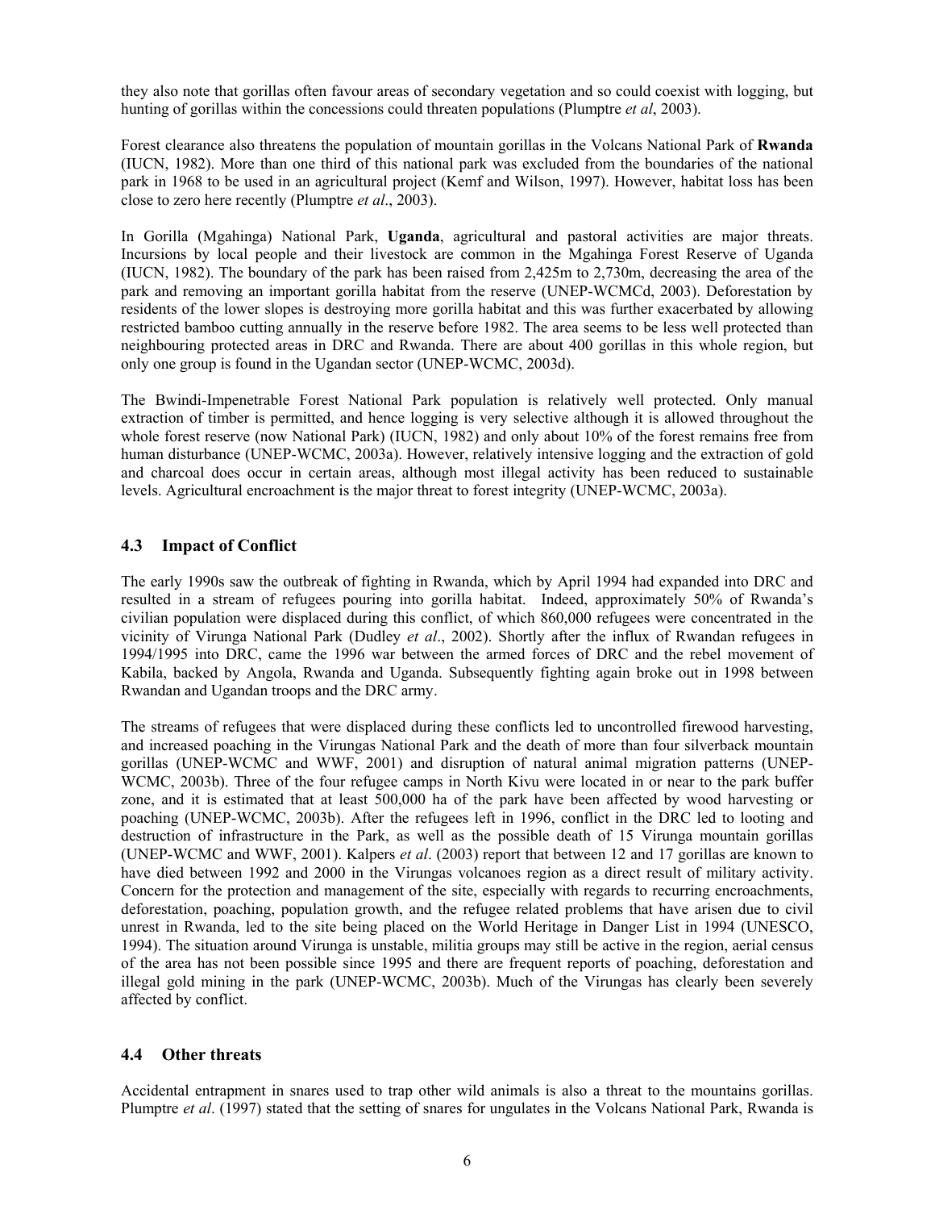they also note that gorillas often favour areas of secondary vegetation and so could coexist with logging, but hunting of gorillas within the concessions could threaten populations (Plumptre *et al*, 2003).

Forest clearance also threatens the population of mountain gorillas in the Volcans National Park of **Rwanda** (IUCN, 1982). More than one third of this national park was excluded from the boundaries of the national park in 1968 to be used in an agricultural project (Kemf and Wilson, 1997). However, habitat loss has been close to zero here recently (Plumptre *et al*., 2003).

In Gorilla (Mgahinga) National Park, **Uganda**, agricultural and pastoral activities are major threats. Incursions by local people and their livestock are common in the Mgahinga Forest Reserve of Uganda (IUCN, 1982). The boundary of the park has been raised from 2,425m to 2,730m, decreasing the area of the park and removing an important gorilla habitat from the reserve (UNEP-WCMCd, 2003). Deforestation by residents of the lower slopes is destroying more gorilla habitat and this was further exacerbated by allowing restricted bamboo cutting annually in the reserve before 1982. The area seems to be less well protected than neighbouring protected areas in DRC and Rwanda. There are about 400 gorillas in this whole region, but only one group is found in the Ugandan sector (UNEP-WCMC, 2003d).

The Bwindi-Impenetrable Forest National Park population is relatively well protected. Only manual extraction of timber is permitted, and hence logging is very selective although it is allowed throughout the whole forest reserve (now National Park) (IUCN, 1982) and only about 10% of the forest remains free from human disturbance (UNEP-WCMC, 2003a). However, relatively intensive logging and the extraction of gold and charcoal does occur in certain areas, although most illegal activity has been reduced to sustainable levels. Agricultural encroachment is the major threat to forest integrity (UNEP-WCMC, 2003a).

## 4.3 Impact of Conflict

The early 1990s saw the outbreak of fighting in Rwanda, which by April 1994 had expanded into DRC and resulted in a stream of refugees pouring into gorilla habitat. Indeed, approximately 50% of Rwanda's civilian population were displaced during this conflict, of which 860,000 refugees were concentrated in the vicinity of Virunga National Park (Dudley *et al*., 2002). Shortly after the influx of Rwandan refugees in 1994/1995 into DRC, came the 1996 war between the armed forces of DRC and the rebel movement of Kabila, backed by Angola, Rwanda and Uganda. Subsequently fighting again broke out in 1998 between Rwandan and Ugandan troops and the DRC army.

The streams of refugees that were displaced during these conflicts led to uncontrolled firewood harvesting, and increased poaching in the Virungas National Park and the death of more than four silverback mountain gorillas (UNEP-WCMC and WWF, 2001) and disruption of natural animal migration patterns (UNEP-WCMC, 2003b). Three of the four refugee camps in North Kivu were located in or near to the park buffer zone, and it is estimated that at least 500,000 ha of the park have been affected by wood harvesting or poaching (UNEP-WCMC, 2003b). After the refugees left in 1996, conflict in the DRC led to looting and destruction of infrastructure in the Park, as well as the possible death of 15 Virunga mountain gorillas (UNEP-WCMC and WWF, 2001). Kalpers *et al*. (2003) report that between 12 and 17 gorillas are known to have died between 1992 and 2000 in the Virungas volcanoes region as a direct result of military activity. Concern for the protection and management of the site, especially with regards to recurring encroachments, deforestation, poaching, population growth, and the refugee related problems that have arisen due to civil unrest in Rwanda, led to the site being placed on the World Heritage in Danger List in 1994 (UNESCO, 1994). The situation around Virunga is unstable, militia groups may still be active in the region, aerial census of the area has not been possible since 1995 and there are frequent reports of poaching, deforestation and illegal gold mining in the park (UNEP-WCMC, 2003b). Much of the Virungas has clearly been severely affected by conflict.

## 4.4 Other threats

Accidental entrapment in snares used to trap other wild animals is also a threat to the mountains gorillas. Plumptre *et al*. (1997) stated that the setting of snares for ungulates in the Volcans National Park, Rwanda is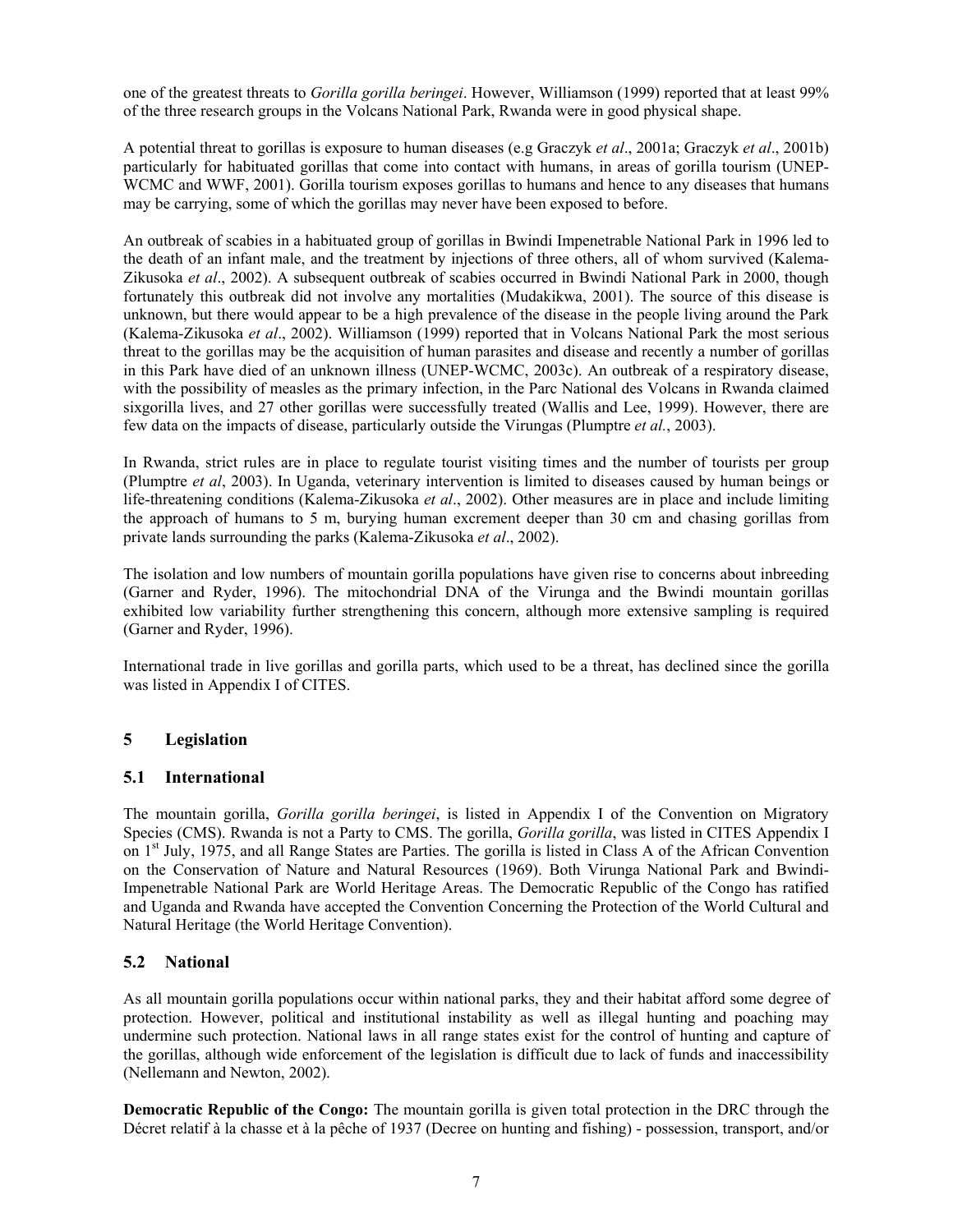one of the greatest threats to *Gorilla gorilla beringei*. However, Williamson (1999) reported that at least 99% of the three research groups in the Volcans National Park, Rwanda were in good physical shape.

A potential threat to gorillas is exposure to human diseases (e.g Graczyk *et al*., 2001a; Graczyk *et al*., 2001b) particularly for habituated gorillas that come into contact with humans, in areas of gorilla tourism (UNEP-WCMC and WWF, 2001). Gorilla tourism exposes gorillas to humans and hence to any diseases that humans may be carrying, some of which the gorillas may never have been exposed to before.

An outbreak of scabies in a habituated group of gorillas in Bwindi Impenetrable National Park in 1996 led to the death of an infant male, and the treatment by injections of three others, all of whom survived (Kalema-Zikusoka *et al*., 2002). A subsequent outbreak of scabies occurred in Bwindi National Park in 2000, though fortunately this outbreak did not involve any mortalities (Mudakikwa, 2001). The source of this disease is unknown, but there would appear to be a high prevalence of the disease in the people living around the Park (Kalema-Zikusoka *et al*., 2002). Williamson (1999) reported that in Volcans National Park the most serious threat to the gorillas may be the acquisition of human parasites and disease and recently a number of gorillas in this Park have died of an unknown illness (UNEP-WCMC, 2003c). An outbreak of a respiratory disease, with the possibility of measles as the primary infection, in the Parc National des Volcans in Rwanda claimed sixgorilla lives, and 27 other gorillas were successfully treated (Wallis and Lee, 1999). However, there are few data on the impacts of disease, particularly outside the Virungas (Plumptre *et al.*, 2003).

In Rwanda, strict rules are in place to regulate tourist visiting times and the number of tourists per group (Plumptre *et al*, 2003). In Uganda, veterinary intervention is limited to diseases caused by human beings or life-threatening conditions (Kalema-Zikusoka *et al*., 2002). Other measures are in place and include limiting the approach of humans to 5 m, burying human excrement deeper than 30 cm and chasing gorillas from private lands surrounding the parks (Kalema-Zikusoka *et al*., 2002).

The isolation and low numbers of mountain gorilla populations have given rise to concerns about inbreeding (Garner and Ryder, 1996). The mitochondrial DNA of the Virunga and the Bwindi mountain gorillas exhibited low variability further strengthening this concern, although more extensive sampling is required (Garner and Ryder, 1996).

International trade in live gorillas and gorilla parts, which used to be a threat, has declined since the gorilla was listed in Appendix I of CITES.

## 5 Legislation

### 5.1 International

The mountain gorilla, *Gorilla gorilla beringei*, is listed in Appendix I of the Convention on Migratory Species (CMS). Rwanda is not a Party to CMS. The gorilla, *Gorilla gorilla*, was listed in CITES Appendix I on 1st July, 1975, and all Range States are Parties. The gorilla is listed in Class A of the African Convention on the Conservation of Nature and Natural Resources (1969). Both Virunga National Park and Bwindi-Impenetrable National Park are World Heritage Areas. The Democratic Republic of the Congo has ratified and Uganda and Rwanda have accepted the Convention Concerning the Protection of the World Cultural and Natural Heritage (the World Heritage Convention).

### 5.2 National

As all mountain gorilla populations occur within national parks, they and their habitat afford some degree of protection. However, political and institutional instability as well as illegal hunting and poaching may undermine such protection. National laws in all range states exist for the control of hunting and capture of the gorillas, although wide enforcement of the legislation is difficult due to lack of funds and inaccessibility (Nellemann and Newton, 2002).

**Democratic Republic of the Congo:** The mountain gorilla is given total protection in the DRC through the Décret relatif à la chasse et à la pêche of 1937 (Decree on hunting and fishing) - possession, transport, and/or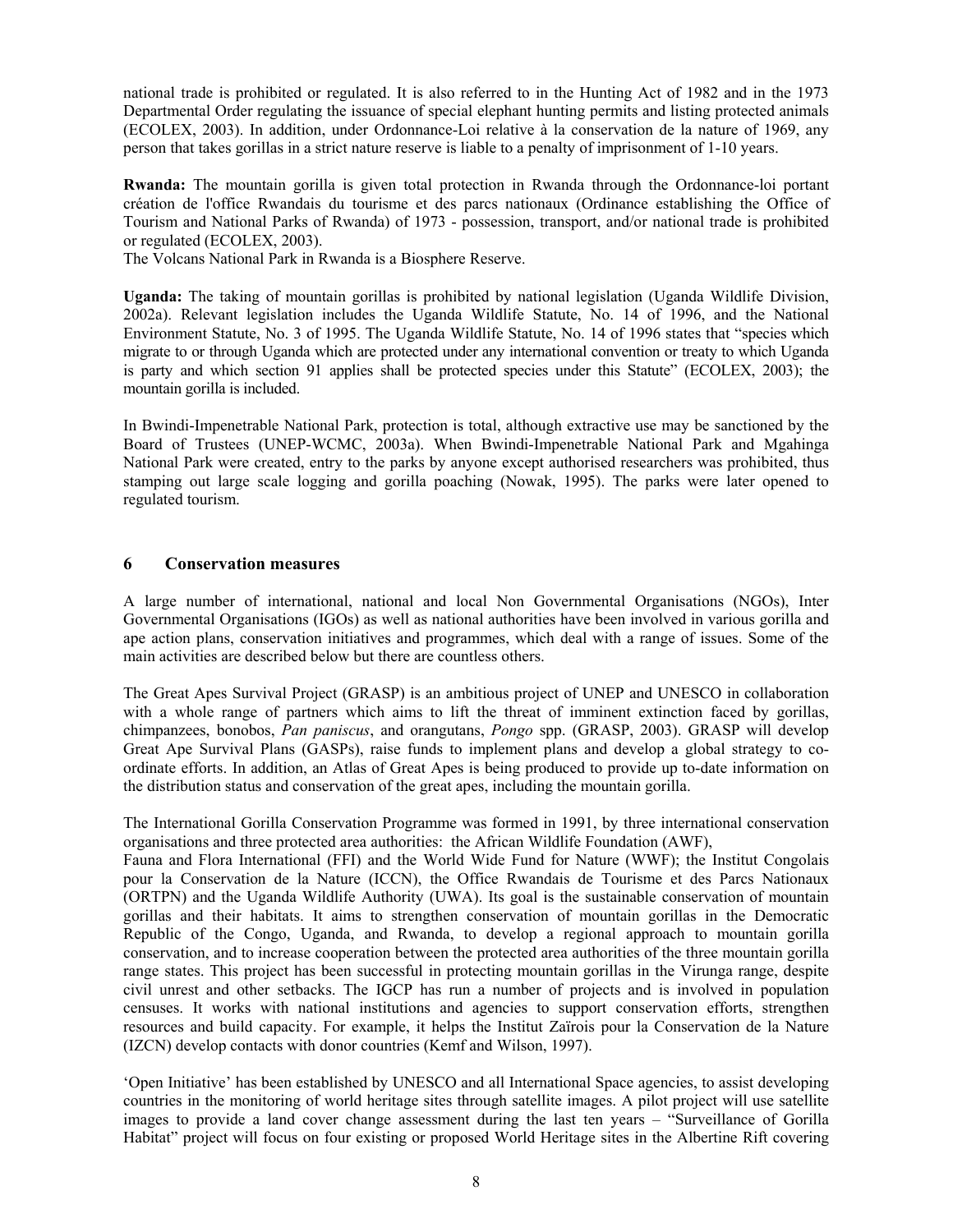national trade is prohibited or regulated. It is also referred to in the Hunting Act of 1982 and in the 1973 Departmental Order regulating the issuance of special elephant hunting permits and listing protected animals (ECOLEX, 2003). In addition, under Ordonnance-Loi relative à la conservation de la nature of 1969, any person that takes gorillas in a strict nature reserve is liable to a penalty of imprisonment of 1-10 years.

**Rwanda:** The mountain gorilla is given total protection in Rwanda through the Ordonnance-loi portant création de l'office Rwandais du tourisme et des parcs nationaux (Ordinance establishing the Office of Tourism and National Parks of Rwanda) of 1973 - possession, transport, and/or national trade is prohibited or regulated (ECOLEX, 2003).
The Volcans National Park in Rwanda is a Biosphere Reserve.

**Uganda:** The taking of mountain gorillas is prohibited by national legislation (Uganda Wildlife Division, 2002a). Relevant legislation includes the Uganda Wildlife Statute, No. 14 of 1996, and the National Environment Statute, No. 3 of 1995. The Uganda Wildlife Statute, No. 14 of 1996 states that "species which migrate to or through Uganda which are protected under any international convention or treaty to which Uganda is party and which section 91 applies shall be protected species under this Statute" (ECOLEX, 2003); the mountain gorilla is included.

In Bwindi-Impenetrable National Park, protection is total, although extractive use may be sanctioned by the Board of Trustees (UNEP-WCMC, 2003a). When Bwindi-Impenetrable National Park and Mgahinga National Park were created, entry to the parks by anyone except authorised researchers was prohibited, thus stamping out large scale logging and gorilla poaching (Nowak, 1995). The parks were later opened to regulated tourism.

## 6 Conservation measures

A large number of international, national and local Non Governmental Organisations (NGOs), Inter Governmental Organisations (IGOs) as well as national authorities have been involved in various gorilla and ape action plans, conservation initiatives and programmes, which deal with a range of issues. Some of the main activities are described below but there are countless others.

The Great Apes Survival Project (GRASP) is an ambitious project of UNEP and UNESCO in collaboration with a whole range of partners which aims to lift the threat of imminent extinction faced by gorillas, chimpanzees, bonobos, *Pan paniscus*, and orangutans, *Pongo* spp. (GRASP, 2003). GRASP will develop Great Ape Survival Plans (GASPs), raise funds to implement plans and develop a global strategy to co-ordinate efforts. In addition, an Atlas of Great Apes is being produced to provide up to-date information on the distribution status and conservation of the great apes, including the mountain gorilla.

The International Gorilla Conservation Programme was formed in 1991, by three international conservation organisations and three protected area authorities: the African Wildlife Foundation (AWF), Fauna and Flora International (FFI) and the World Wide Fund for Nature (WWF); the Institut Congolais pour la Conservation de la Nature (ICCN), the Office Rwandais de Tourisme et des Parcs Nationaux (ORTPN) and the Uganda Wildlife Authority (UWA). Its goal is the sustainable conservation of mountain gorillas and their habitats. It aims to strengthen conservation of mountain gorillas in the Democratic Republic of the Congo, Uganda, and Rwanda, to develop a regional approach to mountain gorilla conservation, and to increase cooperation between the protected area authorities of the three mountain gorilla range states. This project has been successful in protecting mountain gorillas in the Virunga range, despite civil unrest and other setbacks. The IGCP has run a number of projects and is involved in population censuses. It works with national institutions and agencies to support conservation efforts, strengthen resources and build capacity. For example, it helps the Institut Zaïrois pour la Conservation de la Nature (IZCN) develop contacts with donor countries (Kemf and Wilson, 1997).

'Open Initiative' has been established by UNESCO and all International Space agencies, to assist developing countries in the monitoring of world heritage sites through satellite images. A pilot project will use satellite images to provide a land cover change assessment during the last ten years – "Surveillance of Gorilla Habitat" project will focus on four existing or proposed World Heritage sites in the Albertine Rift covering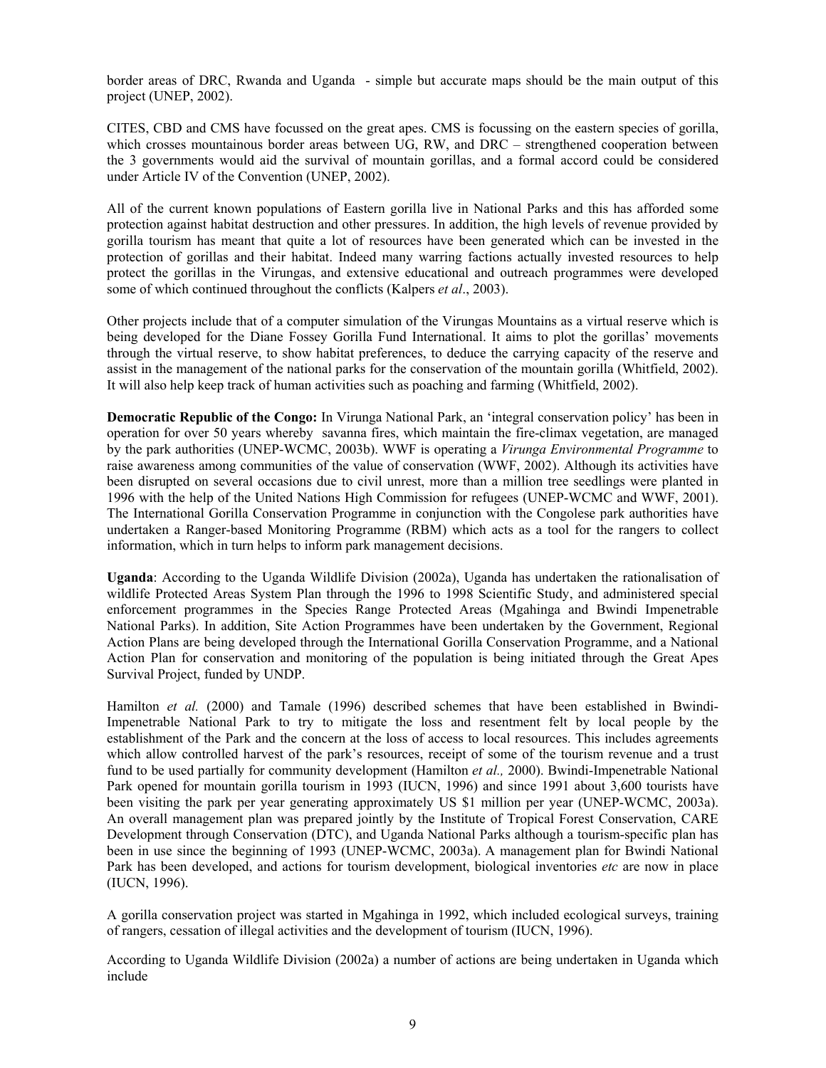border areas of DRC, Rwanda and Uganda - simple but accurate maps should be the main output of this project (UNEP, 2002).

CITES, CBD and CMS have focussed on the great apes. CMS is focussing on the eastern species of gorilla, which crosses mountainous border areas between UG, RW, and DRC – strengthened cooperation between the 3 governments would aid the survival of mountain gorillas, and a formal accord could be considered under Article IV of the Convention (UNEP, 2002).

All of the current known populations of Eastern gorilla live in National Parks and this has afforded some protection against habitat destruction and other pressures. In addition, the high levels of revenue provided by gorilla tourism has meant that quite a lot of resources have been generated which can be invested in the protection of gorillas and their habitat. Indeed many warring factions actually invested resources to help protect the gorillas in the Virungas, and extensive educational and outreach programmes were developed some of which continued throughout the conflicts (Kalpers *et al*., 2003).

Other projects include that of a computer simulation of the Virungas Mountains as a virtual reserve which is being developed for the Diane Fossey Gorilla Fund International. It aims to plot the gorillas' movements through the virtual reserve, to show habitat preferences, to deduce the carrying capacity of the reserve and assist in the management of the national parks for the conservation of the mountain gorilla (Whitfield, 2002). It will also help keep track of human activities such as poaching and farming (Whitfield, 2002).

**Democratic Republic of the Congo:** In Virunga National Park, an 'integral conservation policy' has been in operation for over 50 years whereby savanna fires, which maintain the fire-climax vegetation, are managed by the park authorities (UNEP-WCMC, 2003b). WWF is operating a *Virunga Environmental Programme* to raise awareness among communities of the value of conservation (WWF, 2002). Although its activities have been disrupted on several occasions due to civil unrest, more than a million tree seedlings were planted in 1996 with the help of the United Nations High Commission for refugees (UNEP-WCMC and WWF, 2001). The International Gorilla Conservation Programme in conjunction with the Congolese park authorities have undertaken a Ranger-based Monitoring Programme (RBM) which acts as a tool for the rangers to collect information, which in turn helps to inform park management decisions.

**Uganda**: According to the Uganda Wildlife Division (2002a), Uganda has undertaken the rationalisation of wildlife Protected Areas System Plan through the 1996 to 1998 Scientific Study, and administered special enforcement programmes in the Species Range Protected Areas (Mgahinga and Bwindi Impenetrable National Parks). In addition, Site Action Programmes have been undertaken by the Government, Regional Action Plans are being developed through the International Gorilla Conservation Programme, and a National Action Plan for conservation and monitoring of the population is being initiated through the Great Apes Survival Project, funded by UNDP.

Hamilton *et al.* (2000) and Tamale (1996) described schemes that have been established in Bwindi-Impenetrable National Park to try to mitigate the loss and resentment felt by local people by the establishment of the Park and the concern at the loss of access to local resources. This includes agreements which allow controlled harvest of the park's resources, receipt of some of the tourism revenue and a trust fund to be used partially for community development (Hamilton *et al.,* 2000). Bwindi-Impenetrable National Park opened for mountain gorilla tourism in 1993 (IUCN, 1996) and since 1991 about 3,600 tourists have been visiting the park per year generating approximately US $1 million per year (UNEP-WCMC, 2003a). An overall management plan was prepared jointly by the Institute of Tropical Forest Conservation, CARE Development through Conservation (DTC), and Uganda National Parks although a tourism-specific plan has been in use since the beginning of 1993 (UNEP-WCMC, 2003a). A management plan for Bwindi National Park has been developed, and actions for tourism development, biological inventories *etc* are now in place (IUCN, 1996).

A gorilla conservation project was started in Mgahinga in 1992, which included ecological surveys, training of rangers, cessation of illegal activities and the development of tourism (IUCN, 1996).

According to Uganda Wildlife Division (2002a) a number of actions are being undertaken in Uganda which include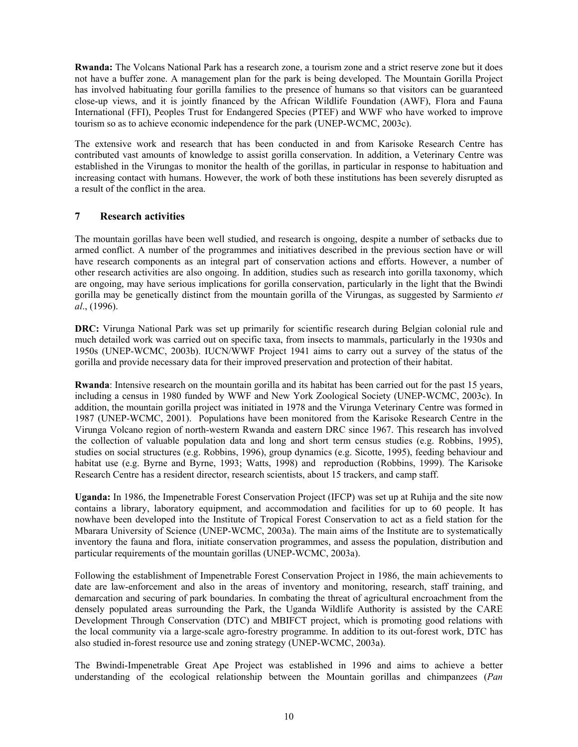**Rwanda:** The Volcans National Park has a research zone, a tourism zone and a strict reserve zone but it does not have a buffer zone. A management plan for the park is being developed. The Mountain Gorilla Project has involved habituating four gorilla families to the presence of humans so that visitors can be guaranteed close-up views, and it is jointly financed by the African Wildlife Foundation (AWF), Flora and Fauna International (FFI), Peoples Trust for Endangered Species (PTEF) and WWF who have worked to improve tourism so as to achieve economic independence for the park (UNEP-WCMC, 2003c).

The extensive work and research that has been conducted in and from Karisoke Research Centre has contributed vast amounts of knowledge to assist gorilla conservation. In addition, a Veterinary Centre was established in the Virungas to monitor the health of the gorillas, in particular in response to habituation and increasing contact with humans. However, the work of both these institutions has been severely disrupted as a result of the conflict in the area.

## 7 Research activities

The mountain gorillas have been well studied, and research is ongoing, despite a number of setbacks due to armed conflict. A number of the programmes and initiatives described in the previous section have or will have research components as an integral part of conservation actions and efforts. However, a number of other research activities are also ongoing. In addition, studies such as research into gorilla taxonomy, which are ongoing, may have serious implications for gorilla conservation, particularly in the light that the Bwindi gorilla may be genetically distinct from the mountain gorilla of the Virungas, as suggested by Sarmiento *et al*., (1996).

**DRC:** Virunga National Park was set up primarily for scientific research during Belgian colonial rule and much detailed work was carried out on specific taxa, from insects to mammals, particularly in the 1930s and 1950s (UNEP-WCMC, 2003b). IUCN/WWF Project 1941 aims to carry out a survey of the status of the gorilla and provide necessary data for their improved preservation and protection of their habitat.

**Rwanda**: Intensive research on the mountain gorilla and its habitat has been carried out for the past 15 years, including a census in 1980 funded by WWF and New York Zoological Society (UNEP-WCMC, 2003c). In addition, the mountain gorilla project was initiated in 1978 and the Virunga Veterinary Centre was formed in 1987 (UNEP-WCMC, 2001). Populations have been monitored from the Karisoke Research Centre in the Virunga Volcano region of north-western Rwanda and eastern DRC since 1967. This research has involved the collection of valuable population data and long and short term census studies (e.g. Robbins, 1995), studies on social structures (e.g. Robbins, 1996), group dynamics (e.g. Sicotte, 1995), feeding behaviour and habitat use (e.g. Byrne and Byrne, 1993; Watts, 1998) and reproduction (Robbins, 1999). The Karisoke Research Centre has a resident director, research scientists, about 15 trackers, and camp staff.

**Uganda:** In 1986, the Impenetrable Forest Conservation Project (IFCP) was set up at Ruhija and the site now contains a library, laboratory equipment, and accommodation and facilities for up to 60 people. It has nowhave been developed into the Institute of Tropical Forest Conservation to act as a field station for the Mbarara University of Science (UNEP-WCMC, 2003a). The main aims of the Institute are to systematically inventory the fauna and flora, initiate conservation programmes, and assess the population, distribution and particular requirements of the mountain gorillas (UNEP-WCMC, 2003a).

Following the establishment of Impenetrable Forest Conservation Project in 1986, the main achievements to date are law-enforcement and also in the areas of inventory and monitoring, research, staff training, and demarcation and securing of park boundaries. In combating the threat of agricultural encroachment from the densely populated areas surrounding the Park, the Uganda Wildlife Authority is assisted by the CARE Development Through Conservation (DTC) and MBIFCT project, which is promoting good relations with the local community via a large-scale agro-forestry programme. In addition to its out-forest work, DTC has also studied in-forest resource use and zoning strategy (UNEP-WCMC, 2003a).

The Bwindi-Impenetrable Great Ape Project was established in 1996 and aims to achieve a better understanding of the ecological relationship between the Mountain gorillas and chimpanzees (*Pan*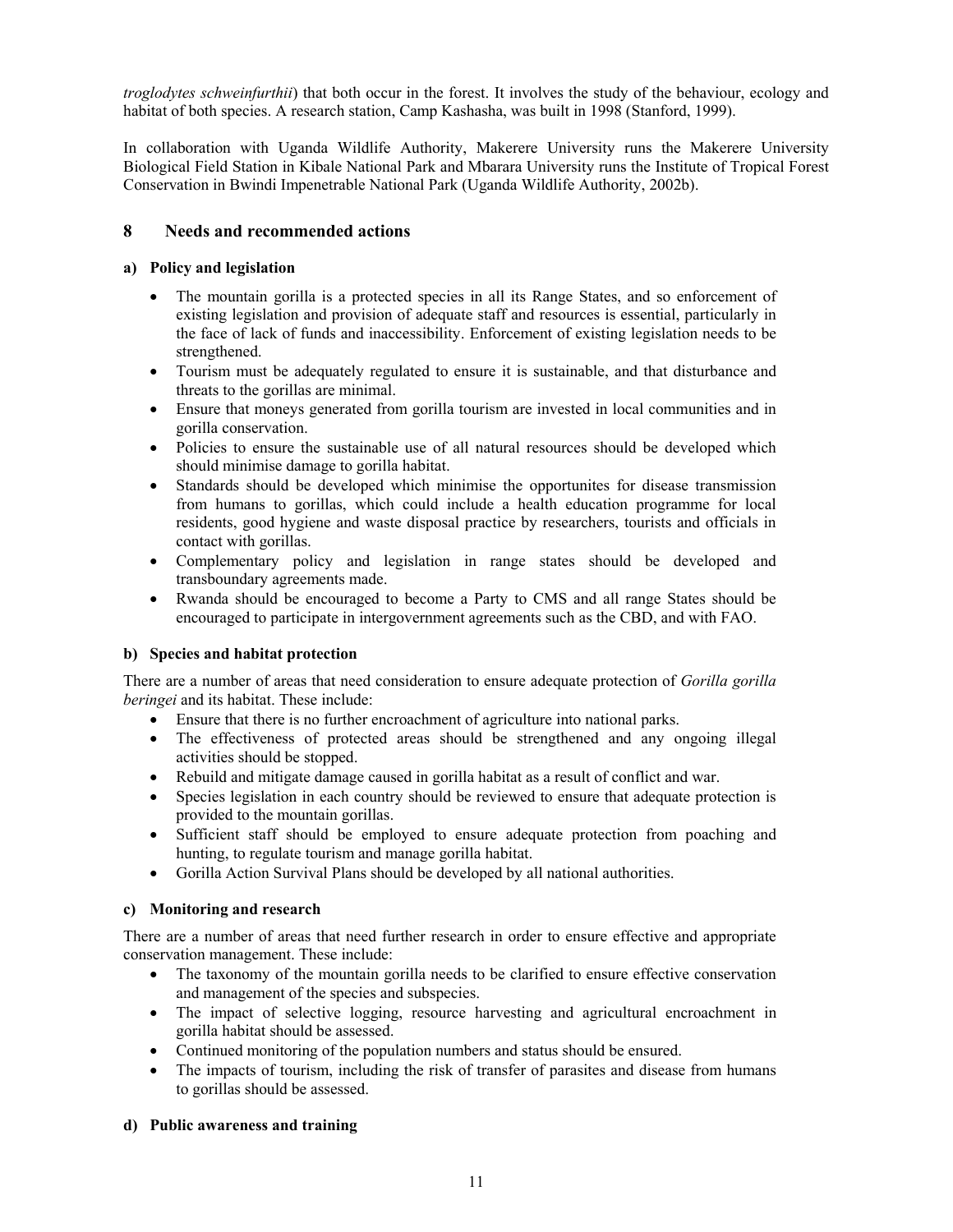*troglodytes schweinfurthii*) that both occur in the forest. It involves the study of the behaviour, ecology and habitat of both species. A research station, Camp Kashasha, was built in 1998 (Stanford, 1999).

In collaboration with Uganda Wildlife Authority, Makerere University runs the Makerere University Biological Field Station in Kibale National Park and Mbarara University runs the Institute of Tropical Forest Conservation in Bwindi Impenetrable National Park (Uganda Wildlife Authority, 2002b).

## 8 Needs and recommended actions

**a) Policy and legislation**

- The mountain gorilla is a protected species in all its Range States, and so enforcement of existing legislation and provision of adequate staff and resources is essential, particularly in the face of lack of funds and inaccessibility. Enforcement of existing legislation needs to be strengthened.
- Tourism must be adequately regulated to ensure it is sustainable, and that disturbance and threats to the gorillas are minimal.
- Ensure that moneys generated from gorilla tourism are invested in local communities and in gorilla conservation.
- Policies to ensure the sustainable use of all natural resources should be developed which should minimise damage to gorilla habitat.
- Standards should be developed which minimise the opportunites for disease transmission from humans to gorillas, which could include a health education programme for local residents, good hygiene and waste disposal practice by researchers, tourists and officials in contact with gorillas.
- Complementary policy and legislation in range states should be developed and transboundary agreements made.
- Rwanda should be encouraged to become a Party to CMS and all range States should be encouraged to participate in intergovernment agreements such as the CBD, and with FAO.

**b) Species and habitat protection**

There are a number of areas that need consideration to ensure adequate protection of *Gorilla gorilla beringei* and its habitat. These include:

- Ensure that there is no further encroachment of agriculture into national parks.
- The effectiveness of protected areas should be strengthened and any ongoing illegal activities should be stopped.
- Rebuild and mitigate damage caused in gorilla habitat as a result of conflict and war.
- Species legislation in each country should be reviewed to ensure that adequate protection is provided to the mountain gorillas.
- Sufficient staff should be employed to ensure adequate protection from poaching and hunting, to regulate tourism and manage gorilla habitat.
- Gorilla Action Survival Plans should be developed by all national authorities.

**c) Monitoring and research**

There are a number of areas that need further research in order to ensure effective and appropriate conservation management. These include:

- The taxonomy of the mountain gorilla needs to be clarified to ensure effective conservation and management of the species and subspecies.
- The impact of selective logging, resource harvesting and agricultural encroachment in gorilla habitat should be assessed.
- Continued monitoring of the population numbers and status should be ensured.
- The impacts of tourism, including the risk of transfer of parasites and disease from humans to gorillas should be assessed.

**d) Public awareness and training**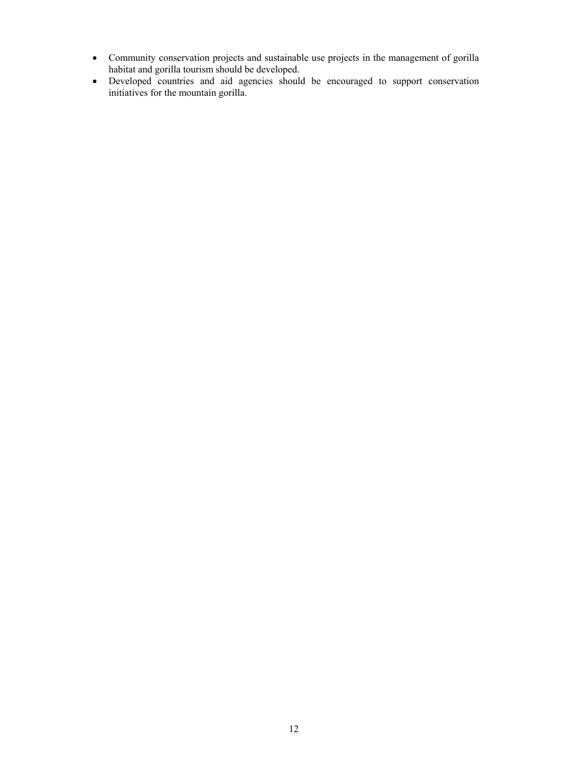- Community conservation projects and sustainable use projects in the management of gorilla habitat and gorilla tourism should be developed.
- Developed countries and aid agencies should be encouraged to support conservation initiatives for the mountain gorilla.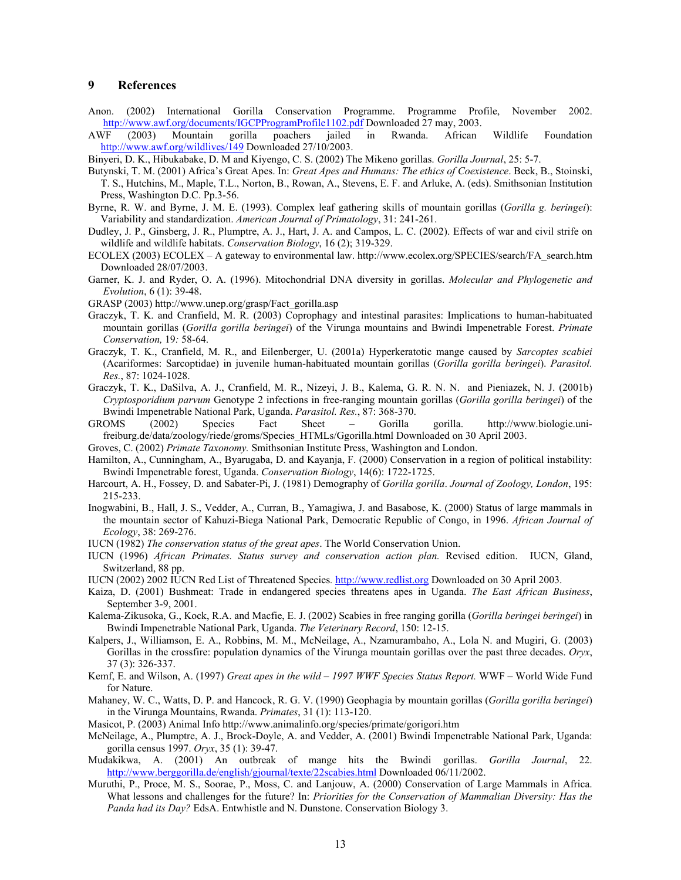## 9 References

Anon. (2002) International Gorilla Conservation Programme. Programme Profile, November 2002. http://www.awf.org/documents/IGCPProgramProfile1102.pdf Downloaded 27 may, 2003.

AWF (2003) Mountain gorilla poachers jailed in Rwanda. African Wildlife Foundation http://www.awf.org/wildlives/149 Downloaded 27/10/2003.

Binyeri, D. K., Hibukabake, D. M and Kiyengo, C. S. (2002) The Mikeno gorillas. *Gorilla Journal*, 25: 5-7.

Butynski, T. M. (2001) Africa's Great Apes. In: *Great Apes and Humans: The ethics of Coexistence*. Beck, B., Stoinski, T. S., Hutchins, M., Maple, T.L., Norton, B., Rowan, A., Stevens, E. F. and Arluke, A. (eds). Smithsonian Institution Press, Washington D.C. Pp.3-56.

Byrne, R. W. and Byrne, J. M. E. (1993). Complex leaf gathering skills of mountain gorillas (*Gorilla g. beringei*): Variability and standardization. *American Journal of Primatology*, 31: 241-261.

Dudley, J. P., Ginsberg, J. R., Plumptre, A. J., Hart, J. A. and Campos, L. C. (2002). Effects of war and civil strife on wildlife and wildlife habitats. *Conservation Biology*, 16 (2); 319-329.

ECOLEX (2003) ECOLEX – A gateway to environmental law. http://www.ecolex.org/SPECIES/search/FA_search.htm Downloaded 28/07/2003.

Garner, K. J. and Ryder, O. A. (1996). Mitochondrial DNA diversity in gorillas. *Molecular and Phylogenetic and Evolution*, 6 (1): 39-48.

GRASP (2003) http://www.unep.org/grasp/Fact_gorilla.asp

Graczyk, T. K. and Cranfield, M. R. (2003) Coprophagy and intestinal parasites: Implications to human-habituated mountain gorillas (*Gorilla gorilla beringei*) of the Virunga mountains and Bwindi Impenetrable Forest. *Primate Conservation,* 19*:* 58-64.

Graczyk, T. K., Cranfield, M. R., and Eilenberger, U. (2001a) Hyperkeratotic mange caused by *Sarcoptes scabiei* (Acariformes: Sarcoptidae) in juvenile human-habituated mountain gorillas (*Gorilla gorilla beringei*). *Parasitol. Res.*, 87: 1024-1028.

Graczyk, T. K., DaSilva, A. J., Cranfield, M. R., Nizeyi, J. B., Kalema, G. R. N. N. and Pieniazek, N. J. (2001b) *Cryptosporidium parvum* Genotype 2 infections in free-ranging mountain gorillas (*Gorilla gorilla beringei*) of the Bwindi Impenetrable National Park, Uganda. *Parasitol. Res.*, 87: 368-370.

GROMS (2002) Species Fact Sheet – Gorilla gorilla. http://www.biologie.uni-freiburg.de/data/zoology/riede/groms/Species_HTMLs/Ggorilla.html Downloaded on 30 April 2003.

Groves, C. (2002) *Primate Taxonomy.* Smithsonian Institute Press, Washington and London.

Hamilton, A., Cunningham, A., Byarugaba, D. and Kayanja, F. (2000) Conservation in a region of political instability: Bwindi Impenetrable forest, Uganda. *Conservation Biology*, 14(6): 1722-1725.

Harcourt, A. H., Fossey, D. and Sabater-Pi, J. (1981) Demography of *Gorilla gorilla*. *Journal of Zoology, London*, 195: 215-233.

Inogwabini, B., Hall, J. S., Vedder, A., Curran, B., Yamagiwa, J. and Basabose, K. (2000) Status of large mammals in the mountain sector of Kahuzi-Biega National Park, Democratic Republic of Congo, in 1996. *African Journal of Ecology*, 38: 269-276.

IUCN (1982) *The conservation status of the great apes*. The World Conservation Union.

IUCN (1996) *African Primates. Status survey and conservation action plan.* Revised edition. IUCN, Gland, Switzerland, 88 pp.

IUCN (2002) 2002 IUCN Red List of Threatened Species*.* http://www.redlist.org Downloaded on 30 April 2003.

Kaiza, D. (2001) Bushmeat: Trade in endangered species threatens apes in Uganda. *The East African Business*, September 3-9, 2001.

Kalema-Zikusoka, G., Kock, R.A. and Macfie, E. J. (2002) Scabies in free ranging gorilla (*Gorilla beringei beringei*) in Bwindi Impenetrable National Park, Uganda. *The Veterinary Record*, 150: 12-15.

Kalpers, J., Williamson, E. A., Robbins, M. M., McNeilage, A., Nzamurambaho, A., Lola N. and Mugiri, G. (2003) Gorillas in the crossfire: population dynamics of the Virunga mountain gorillas over the past three decades. *Oryx*, 37 (3): 326-337.

Kemf, E. and Wilson, A. (1997) *Great apes in the wild – 1997 WWF Species Status Report.* WWF – World Wide Fund for Nature.

Mahaney, W. C., Watts, D. P. and Hancock, R. G. V. (1990) Geophagia by mountain gorillas (*Gorilla gorilla beringei*) in the Virunga Mountains, Rwanda. *Primates*, 31 (1): 113-120.

Masicot, P. (2003) Animal Info http://www.animalinfo.org/species/primate/gorigori.htm

McNeilage, A., Plumptre, A. J., Brock-Doyle, A. and Vedder, A. (2001) Bwindi Impenetrable National Park, Uganda: gorilla census 1997. *Oryx*, 35 (1): 39-47.

Mudakikwa, A. (2001) An outbreak of mange hits the Bwindi gorillas. *Gorilla Journal*, 22. http://www.berggorilla.de/english/gjournal/texte/22scabies.html Downloaded 06/11/2002.

Muruthi, P., Proce, M. S., Soorae, P., Moss, C. and Lanjouw, A. (2000) Conservation of Large Mammals in Africa. What lessons and challenges for the future? In: *Priorities for the Conservation of Mammalian Diversity: Has the Panda had its Day?* EdsA. Entwhistle and N. Dunstone. Conservation Biology 3.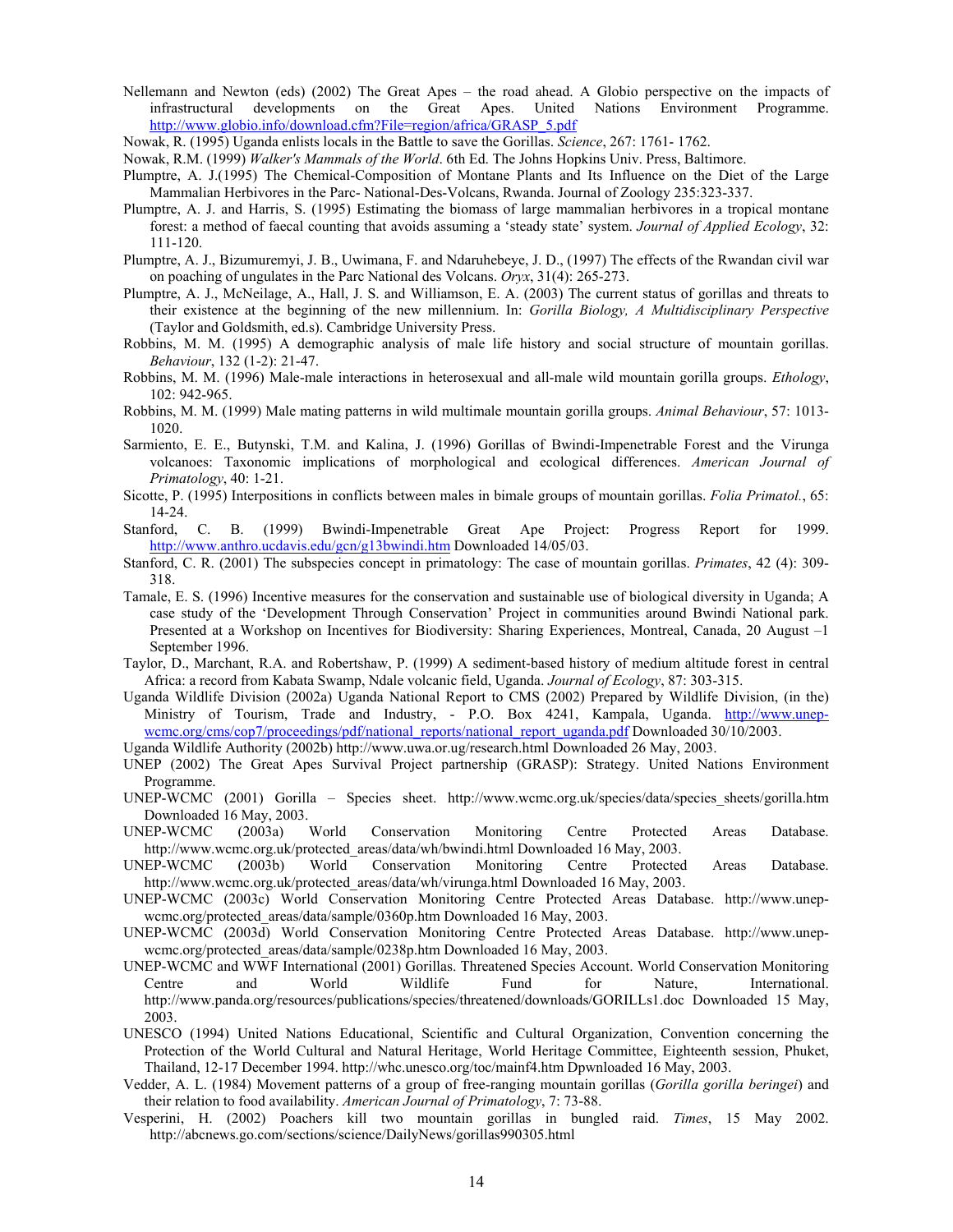Nellemann and Newton (eds) (2002) The Great Apes – the road ahead. A Globio perspective on the impacts of infrastructural developments on the Great Apes. United Nations Environment Programme. http://www.globio.info/download.cfm?File=region/africa/GRASP_5.pdf

Nowak, R. (1995) Uganda enlists locals in the Battle to save the Gorillas. *Science*, 267: 1761- 1762.

Nowak, R.M. (1999) *Walker's Mammals of the World*. 6th Ed. The Johns Hopkins Univ. Press, Baltimore.

Plumptre, A. J.(1995) The Chemical-Composition of Montane Plants and Its Influence on the Diet of the Large Mammalian Herbivores in the Parc- National-Des-Volcans, Rwanda. Journal of Zoology 235:323-337.

Plumptre, A. J. and Harris, S. (1995) Estimating the biomass of large mammalian herbivores in a tropical montane forest: a method of faecal counting that avoids assuming a 'steady state' system. *Journal of Applied Ecology*, 32: 111-120.

Plumptre, A. J., Bizumuremyi, J. B., Uwimana, F. and Ndaruhebeye, J. D., (1997) The effects of the Rwandan civil war on poaching of ungulates in the Parc National des Volcans. *Oryx*, 31(4): 265-273.

Plumptre, A. J., McNeilage, A., Hall, J. S. and Williamson, E. A. (2003) The current status of gorillas and threats to their existence at the beginning of the new millennium. In: *Gorilla Biology, A Multidisciplinary Perspective* (Taylor and Goldsmith, ed.s). Cambridge University Press.

Robbins, M. M. (1995) A demographic analysis of male life history and social structure of mountain gorillas. *Behaviour*, 132 (1-2): 21-47.

Robbins, M. M. (1996) Male-male interactions in heterosexual and all-male wild mountain gorilla groups. *Ethology*, 102: 942-965.

Robbins, M. M. (1999) Male mating patterns in wild multimale mountain gorilla groups. *Animal Behaviour*, 57: 1013-1020.

Sarmiento, E. E., Butynski, T.M. and Kalina, J. (1996) Gorillas of Bwindi-Impenetrable Forest and the Virunga volcanoes: Taxonomic implications of morphological and ecological differences. *American Journal of Primatology*, 40: 1-21.

Sicotte, P. (1995) Interpositions in conflicts between males in bimale groups of mountain gorillas. *Folia Primatol.*, 65: 14-24.

Stanford, C. B. (1999) Bwindi-Impenetrable Great Ape Project: Progress Report for 1999. http://www.anthro.ucdavis.edu/gcn/g13bwindi.htm Downloaded 14/05/03.

Stanford, C. R. (2001) The subspecies concept in primatology: The case of mountain gorillas. *Primates*, 42 (4): 309-318.

Tamale, E. S. (1996) Incentive measures for the conservation and sustainable use of biological diversity in Uganda; A case study of the 'Development Through Conservation' Project in communities around Bwindi National park. Presented at a Workshop on Incentives for Biodiversity: Sharing Experiences, Montreal, Canada, 20 August –1 September 1996.

Taylor, D., Marchant, R.A. and Robertshaw, P. (1999) A sediment-based history of medium altitude forest in central Africa: a record from Kabata Swamp, Ndale volcanic field, Uganda. *Journal of Ecology*, 87: 303-315.

Uganda Wildlife Division (2002a) Uganda National Report to CMS (2002) Prepared by Wildlife Division, (in the) Ministry of Tourism, Trade and Industry, - P.O. Box 4241, Kampala, Uganda. http://www.unep-wcmc.org/cms/cop7/proceedings/pdf/national_reports/national_report_uganda.pdf Downloaded 30/10/2003.

Uganda Wildlife Authority (2002b) http://www.uwa.or.ug/research.html Downloaded 26 May, 2003.

UNEP (2002) The Great Apes Survival Project partnership (GRASP): Strategy. United Nations Environment Programme.

UNEP-WCMC (2001) Gorilla – Species sheet. http://www.wcmc.org.uk/species/data/species_sheets/gorilla.htm Downloaded 16 May, 2003.

UNEP-WCMC (2003a) World Conservation Monitoring Centre Protected Areas Database. http://www.wcmc.org.uk/protected_areas/data/wh/bwindi.html Downloaded 16 May, 2003.

UNEP-WCMC (2003b) World Conservation Monitoring Centre Protected Areas Database. http://www.wcmc.org.uk/protected_areas/data/wh/virunga.html Downloaded 16 May, 2003.

UNEP-WCMC (2003c) World Conservation Monitoring Centre Protected Areas Database. http://www.unep-wcmc.org/protected_areas/data/sample/0360p.htm Downloaded 16 May, 2003.

UNEP-WCMC (2003d) World Conservation Monitoring Centre Protected Areas Database. http://www.unep-wcmc.org/protected_areas/data/sample/0238p.htm Downloaded 16 May, 2003.

UNEP-WCMC and WWF International (2001) Gorillas. Threatened Species Account. World Conservation Monitoring Centre and World Wildlife Fund for Nature, International. http://www.panda.org/resources/publications/species/threatened/downloads/GORILLs1.doc Downloaded 15 May, 2003.

UNESCO (1994) United Nations Educational, Scientific and Cultural Organization, Convention concerning the Protection of the World Cultural and Natural Heritage, World Heritage Committee, Eighteenth session, Phuket, Thailand, 12-17 December 1994. http://whc.unesco.org/toc/mainf4.htm Dpwnloaded 16 May, 2003.

Vedder, A. L. (1984) Movement patterns of a group of free-ranging mountain gorillas (*Gorilla gorilla beringei*) and their relation to food availability. *American Journal of Primatology*, 7: 73-88.

Vesperini, H. (2002) Poachers kill two mountain gorillas in bungled raid. *Times*, 15 May 2002. http://abcnews.go.com/sections/science/DailyNews/gorillas990305.html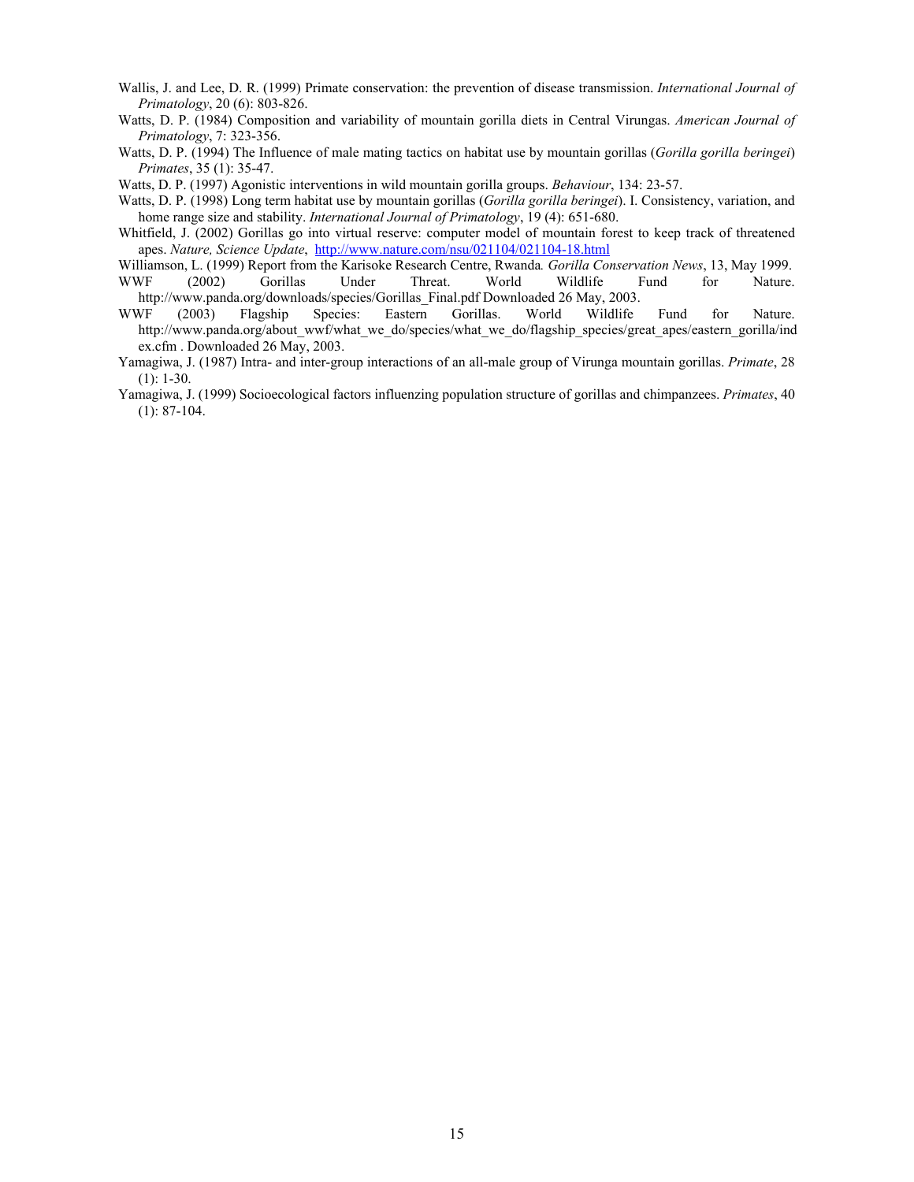Wallis, J. and Lee, D. R. (1999) Primate conservation: the prevention of disease transmission. *International Journal of Primatology*, 20 (6): 803-826.

Watts, D. P. (1984) Composition and variability of mountain gorilla diets in Central Virungas. *American Journal of Primatology*, 7: 323-356.

Watts, D. P. (1994) The Influence of male mating tactics on habitat use by mountain gorillas (*Gorilla gorilla beringei*) *Primates*, 35 (1): 35-47.

Watts, D. P. (1997) Agonistic interventions in wild mountain gorilla groups. *Behaviour*, 134: 23-57.

Watts, D. P. (1998) Long term habitat use by mountain gorillas (*Gorilla gorilla beringei*). I. Consistency, variation, and home range size and stability. *International Journal of Primatology*, 19 (4): 651-680.

Whitfield, J. (2002) Gorillas go into virtual reserve: computer model of mountain forest to keep track of threatened apes. *Nature, Science Update*, http://www.nature.com/nsu/021104/021104-18.html

Williamson, L. (1999) Report from the Karisoke Research Centre, Rwanda. *Gorilla Conservation News*, 13, May 1999.

WWF (2002) Gorillas Under Threat. World Wildlife Fund for Nature. http://www.panda.org/downloads/species/Gorillas_Final.pdf Downloaded 26 May, 2003.

WWF (2003) Flagship Species: Eastern Gorillas. World Wildlife Fund for Nature. http://www.panda.org/about_wwf/what_we_do/species/what_we_do/flagship_species/great_apes/eastern_gorilla/index.cfm . Downloaded 26 May, 2003.

Yamagiwa, J. (1987) Intra- and inter-group interactions of an all-male group of Virunga mountain gorillas. *Primate*, 28 (1): 1-30.

Yamagiwa, J. (1999) Socioecological factors influenzing population structure of gorillas and chimpanzees. *Primates*, 40 (1): 87-104.